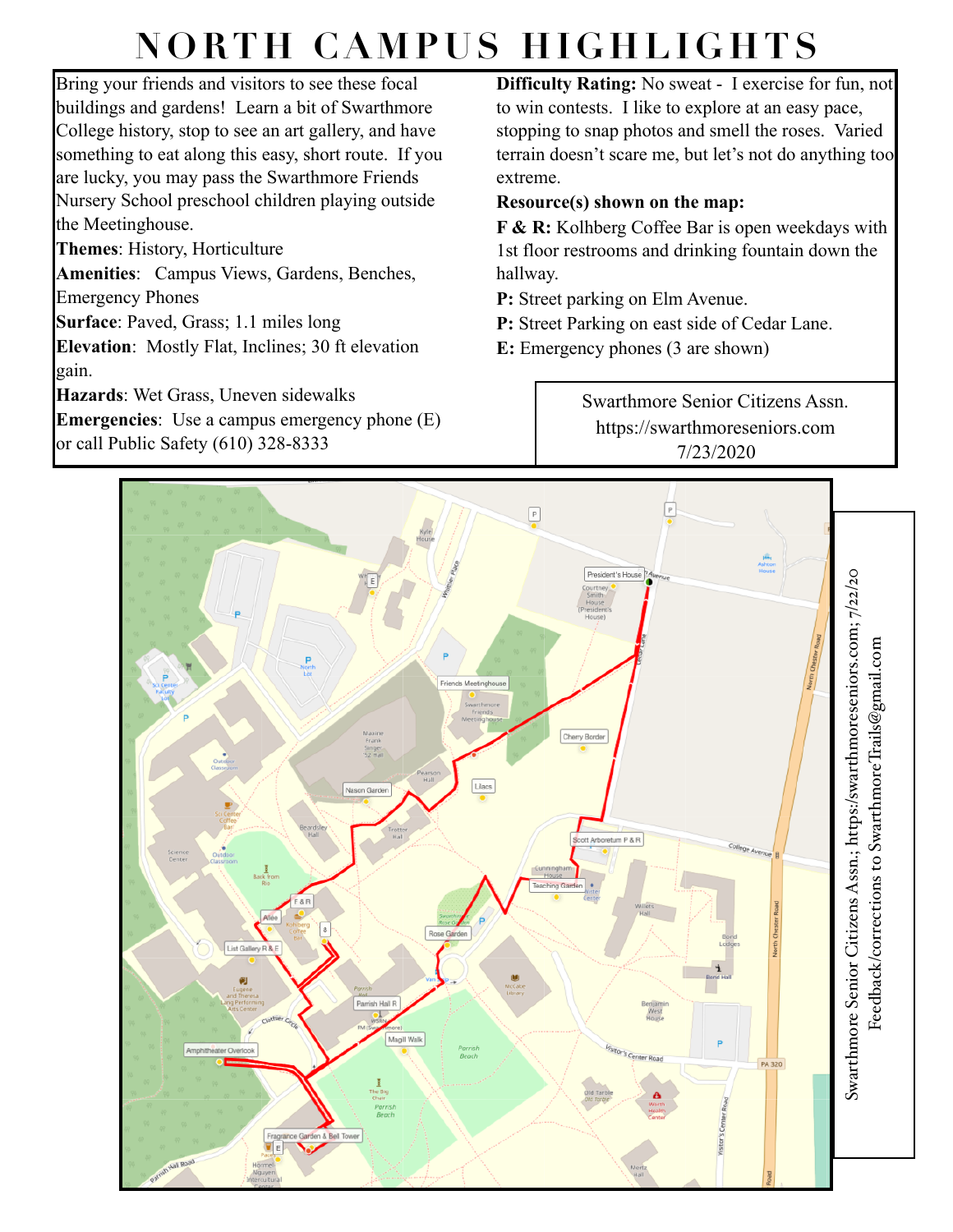# NORTH CAMPUS HIGHLIGHTS

Bring your friends and visitors to see these focal buildings and gardens! Learn a bit of Swarthmore College history, stop to see an art gallery, and have something to eat along this easy, short route. If you are lucky, you may pass the Swarthmore Friends Nursery School preschool children playing outside the Meetinghouse.

**Themes**: History, Horticulture

**Amenities**: Campus Views, Gardens, Benches, Emergency Phones

**Surface**: Paved, Grass; 1.1 miles long

**Elevation**: Mostly Flat, Inclines; 30 ft elevation gain.

**Hazards**: Wet Grass, Uneven sidewalks

**Emergencies**: Use a campus emergency phone (E) or call Public Safety (610) 328-8333

**Difficulty Rating:** No sweat - I exercise for fun, not to win contests. I like to explore at an easy pace, stopping to snap photos and smell the roses. Varied terrain doesn't scare me, but let's not do anything too extreme.

**Resource(s) shown on the map:**

**F & R:** Kolhberg Coffee Bar is open weekdays with 1st floor restrooms and drinking fountain down the hallway.

**P:** Street parking on Elm Avenue.

**P:** Street Parking on east side of Cedar Lane.

**E:** Emergency phones (3 are shown)

Swarthmore Senior Citizens Assn.
https://swarthmoreseniors.com
7/23/2020

Swarthmore Senior Citizens Assn., https://swarthmoreseniors.com; 7/22/20
Feedback/corrections to SwarthmoreTrails@gmail.com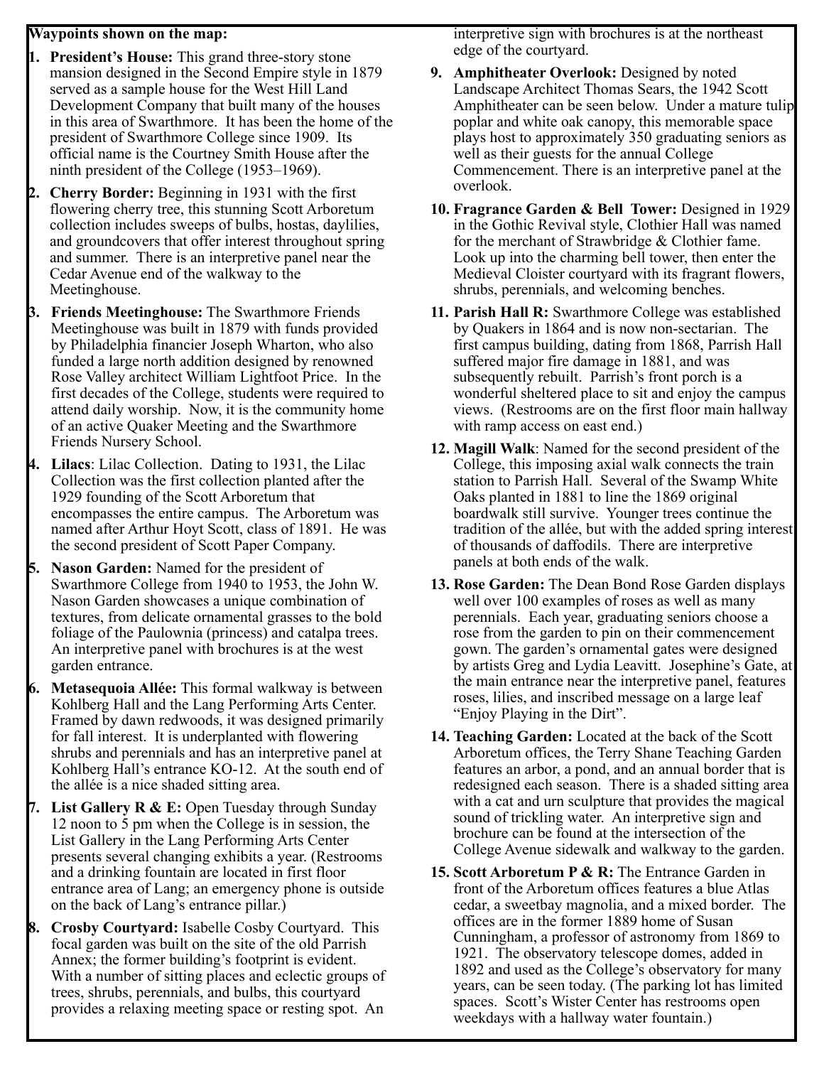**Waypoints shown on the map:**

1. **President's House:** This grand three-story stone mansion designed in the Second Empire style in 1879 served as a sample house for the West Hill Land Development Company that built many of the houses in this area of Swarthmore. It has been the home of the president of Swarthmore College since 1909. Its official name is the Courtney Smith House after the ninth president of the College (1953–1969).
2. **Cherry Border:** Beginning in 1931 with the first flowering cherry tree, this stunning Scott Arboretum collection includes sweeps of bulbs, hostas, daylilies, and groundcovers that offer interest throughout spring and summer. There is an interpretive panel near the Cedar Avenue end of the walkway to the Meetinghouse.
3. **Friends Meetinghouse:** The Swarthmore Friends Meetinghouse was built in 1879 with funds provided by Philadelphia financier Joseph Wharton, who also funded a large north addition designed by renowned Rose Valley architect William Lightfoot Price. In the first decades of the College, students were required to attend daily worship. Now, it is the community home of an active Quaker Meeting and the Swarthmore Friends Nursery School.
4. **Lilacs**: Lilac Collection. Dating to 1931, the Lilac Collection was the first collection planted after the 1929 founding of the Scott Arboretum that encompasses the entire campus. The Arboretum was named after Arthur Hoyt Scott, class of 1891. He was the second president of Scott Paper Company.
5. **Nason Garden:** Named for the president of Swarthmore College from 1940 to 1953, the John W. Nason Garden showcases a unique combination of textures, from delicate ornamental grasses to the bold foliage of the Paulownia (princess) and catalpa trees. An interpretive panel with brochures is at the west garden entrance.
6. **Metasequoia Allée:** This formal walkway is between Kohlberg Hall and the Lang Performing Arts Center. Framed by dawn redwoods, it was designed primarily for fall interest. It is underplanted with flowering shrubs and perennials and has an interpretive panel at Kohlberg Hall's entrance KO-12. At the south end of the allée is a nice shaded sitting area.
7. **List Gallery R & E:** Open Tuesday through Sunday 12 noon to 5 pm when the College is in session, the List Gallery in the Lang Performing Arts Center presents several changing exhibits a year. (Restrooms and a drinking fountain are located in first floor entrance area of Lang; an emergency phone is outside on the back of Lang's entrance pillar.)
8. **Crosby Courtyard:** Isabelle Cosby Courtyard. This focal garden was built on the site of the old Parrish Annex; the former building's footprint is evident. With a number of sitting places and eclectic groups of trees, shrubs, perennials, and bulbs, this courtyard provides a relaxing meeting space or resting spot. An interpretive sign with brochures is at the northeast edge of the courtyard.
9. **Amphitheater Overlook:** Designed by noted Landscape Architect Thomas Sears, the 1942 Scott Amphitheater can be seen below. Under a mature tulip poplar and white oak canopy, this memorable space plays host to approximately 350 graduating seniors as well as their guests for the annual College Commencement. There is an interpretive panel at the overlook.
10. **Fragrance Garden & Bell Tower:** Designed in 1929 in the Gothic Revival style, Clothier Hall was named for the merchant of Strawbridge & Clothier fame. Look up into the charming bell tower, then enter the Medieval Cloister courtyard with its fragrant flowers, shrubs, perennials, and welcoming benches.
11. **Parish Hall R:** Swarthmore College was established by Quakers in 1864 and is now non-sectarian. The first campus building, dating from 1868, Parrish Hall suffered major fire damage in 1881, and was subsequently rebuilt. Parrish's front porch is a wonderful sheltered place to sit and enjoy the campus views. (Restrooms are on the first floor main hallway with ramp access on east end.)
12. **Magill Walk**: Named for the second president of the College, this imposing axial walk connects the train station to Parrish Hall. Several of the Swamp White Oaks planted in 1881 to line the 1869 original boardwalk still survive. Younger trees continue the tradition of the allée, but with the added spring interest of thousands of daffodils. There are interpretive panels at both ends of the walk.
13. **Rose Garden:** The Dean Bond Rose Garden displays well over 100 examples of roses as well as many perennials. Each year, graduating seniors choose a rose from the garden to pin on their commencement gown. The garden's ornamental gates were designed by artists Greg and Lydia Leavitt. Josephine's Gate, at the main entrance near the interpretive panel, features roses, lilies, and inscribed message on a large leaf "Enjoy Playing in the Dirt".
14. **Teaching Garden:** Located at the back of the Scott Arboretum offices, the Terry Shane Teaching Garden features an arbor, a pond, and an annual border that is redesigned each season. There is a shaded sitting area with a cat and urn sculpture that provides the magical sound of trickling water. An interpretive sign and brochure can be found at the intersection of the College Avenue sidewalk and walkway to the garden.
15. **Scott Arboretum P & R:** The Entrance Garden in front of the Arboretum offices features a blue Atlas cedar, a sweetbay magnolia, and a mixed border. The offices are in the former 1889 home of Susan Cunningham, a professor of astronomy from 1869 to 1921. The observatory telescope domes, added in 1892 and used as the College's observatory for many years, can be seen today. (The parking lot has limited spaces. Scott's Wister Center has restrooms open weekdays with a hallway water fountain.)